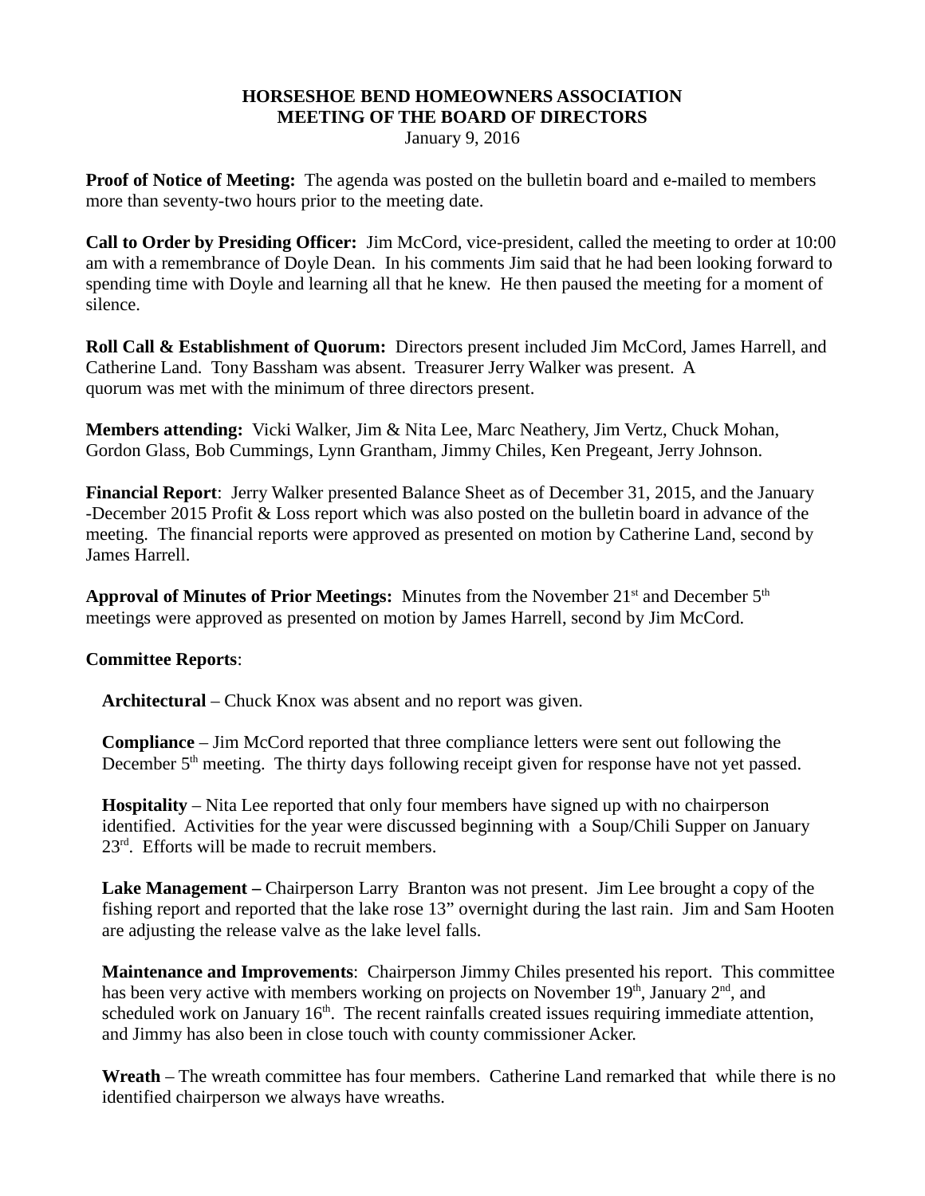**HORSESHOE BEND HOMEOWNERS ASSOCIATION**
**MEETING OF THE BOARD OF DIRECTORS**
January 9, 2016

**Proof of Notice of Meeting:** The agenda was posted on the bulletin board and e-mailed to members more than seventy-two hours prior to the meeting date.

**Call to Order by Presiding Officer:** Jim McCord, vice-president, called the meeting to order at 10:00 am with a remembrance of Doyle Dean. In his comments Jim said that he had been looking forward to spending time with Doyle and learning all that he knew. He then paused the meeting for a moment of silence.

**Roll Call & Establishment of Quorum:** Directors present included Jim McCord, James Harrell, and Catherine Land. Tony Bassham was absent. Treasurer Jerry Walker was present. A quorum was met with the minimum of three directors present.

**Members attending:** Vicki Walker, Jim & Nita Lee, Marc Neathery, Jim Vertz, Chuck Mohan, Gordon Glass, Bob Cummings, Lynn Grantham, Jimmy Chiles, Ken Pregeant, Jerry Johnson.

**Financial Report**: Jerry Walker presented Balance Sheet as of December 31, 2015, and the January -December 2015 Profit & Loss report which was also posted on the bulletin board in advance of the meeting. The financial reports were approved as presented on motion by Catherine Land, second by James Harrell.

**Approval of Minutes of Prior Meetings:** Minutes from the November 21st and December 5th meetings were approved as presented on motion by James Harrell, second by Jim McCord.

**Committee Reports**:

**Architectural** – Chuck Knox was absent and no report was given.

**Compliance** – Jim McCord reported that three compliance letters were sent out following the December 5th meeting. The thirty days following receipt given for response have not yet passed.

**Hospitality** – Nita Lee reported that only four members have signed up with no chairperson identified. Activities for the year were discussed beginning with a Soup/Chili Supper on January 23rd. Efforts will be made to recruit members.

**Lake Management –** Chairperson Larry Branton was not present. Jim Lee brought a copy of the fishing report and reported that the lake rose 13" overnight during the last rain. Jim and Sam Hooten are adjusting the release valve as the lake level falls.

**Maintenance and Improvements**: Chairperson Jimmy Chiles presented his report. This committee has been very active with members working on projects on November 19th, January 2nd, and scheduled work on January 16th. The recent rainfalls created issues requiring immediate attention, and Jimmy has also been in close touch with county commissioner Acker.

**Wreath** – The wreath committee has four members. Catherine Land remarked that while there is no identified chairperson we always have wreaths.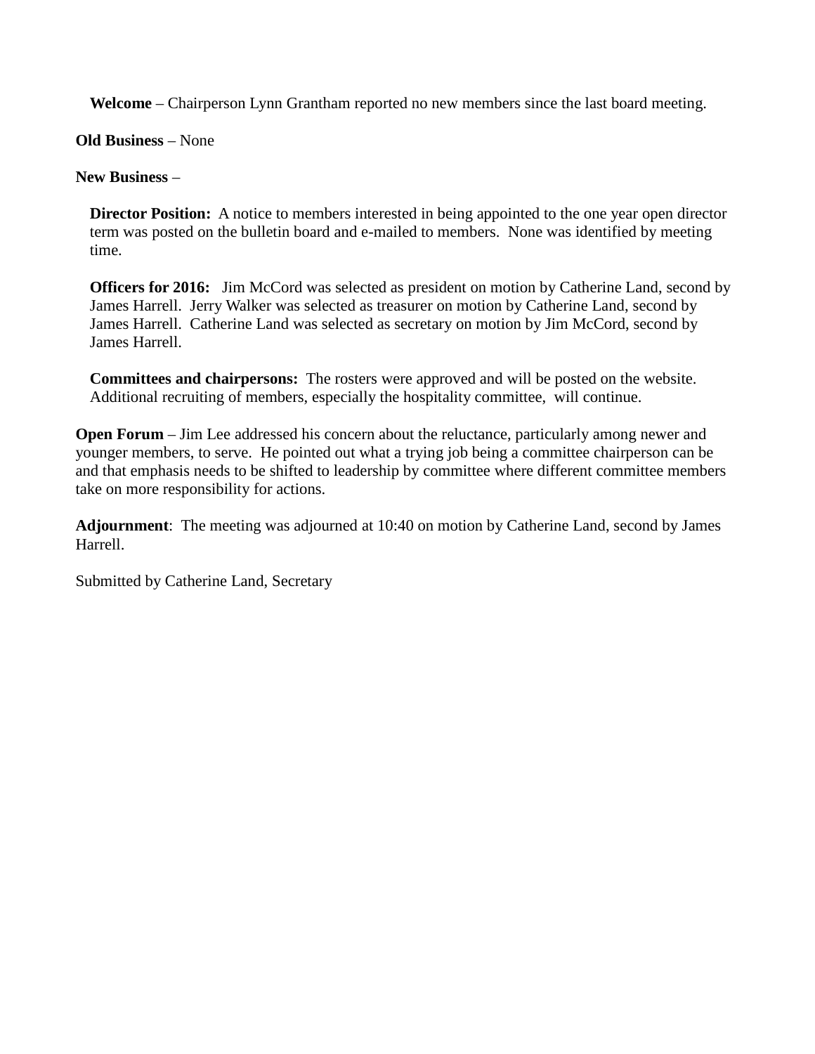**Welcome** – Chairperson Lynn Grantham reported no new members since the last board meeting.

**Old Business** – None

**New Business** –

**Director Position:** A notice to members interested in being appointed to the one year open director term was posted on the bulletin board and e-mailed to members. None was identified by meeting time.

**Officers for 2016:** Jim McCord was selected as president on motion by Catherine Land, second by James Harrell. Jerry Walker was selected as treasurer on motion by Catherine Land, second by James Harrell. Catherine Land was selected as secretary on motion by Jim McCord, second by James Harrell.

**Committees and chairpersons:** The rosters were approved and will be posted on the website. Additional recruiting of members, especially the hospitality committee, will continue.

**Open Forum** – Jim Lee addressed his concern about the reluctance, particularly among newer and younger members, to serve. He pointed out what a trying job being a committee chairperson can be and that emphasis needs to be shifted to leadership by committee where different committee members take on more responsibility for actions.

**Adjournment**: The meeting was adjourned at 10:40 on motion by Catherine Land, second by James Harrell.

Submitted by Catherine Land, Secretary